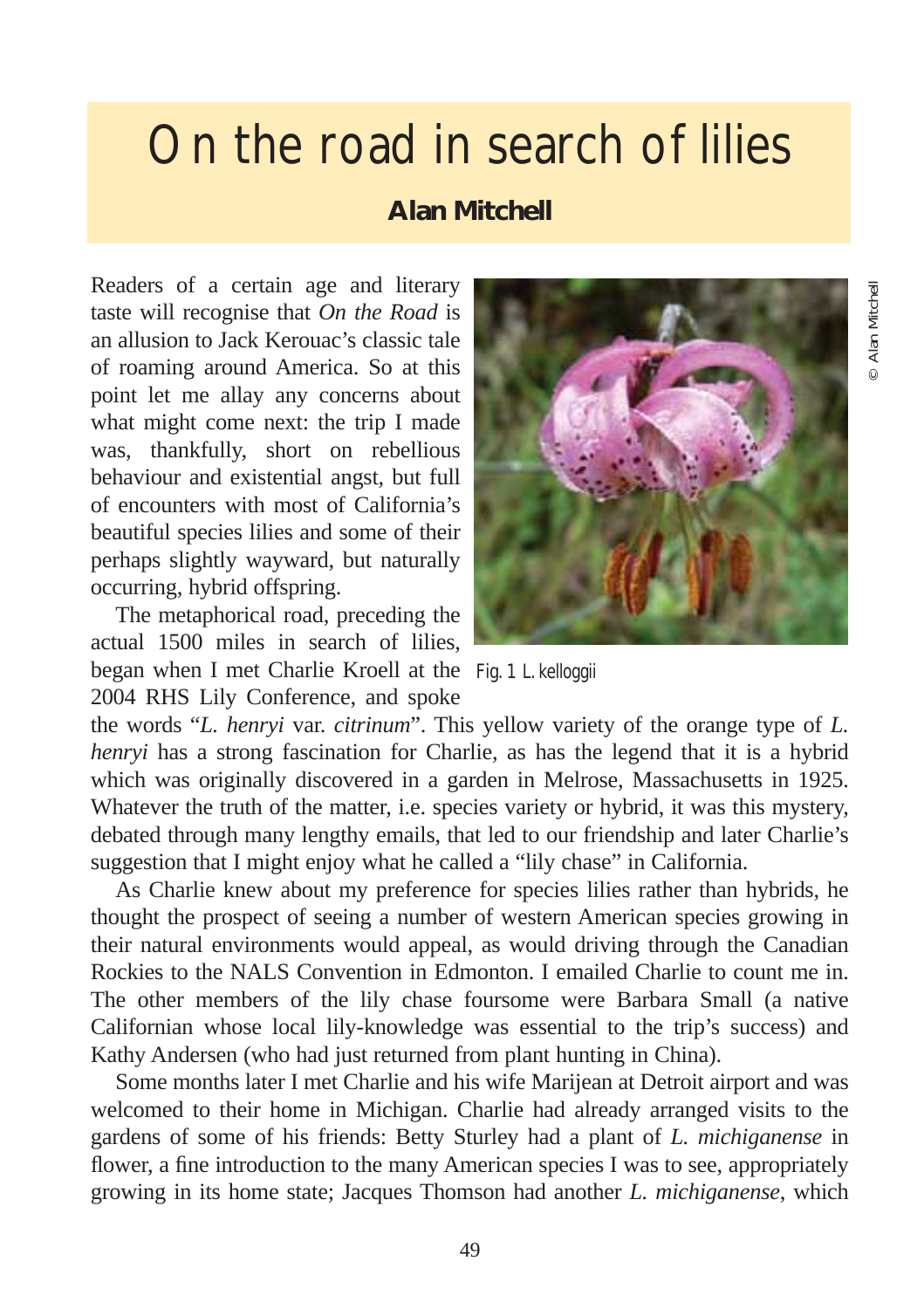# On the road in search of lilies

**Alan Mitchell**

Readers of a certain age and literary taste will recognise that *On the Road* is an allusion to Jack Kerouac's classic tale of roaming around America. So at this point let me allay any concerns about what might come next: the trip I made was, thankfully, short on rebellious behaviour and existential angst, but full of encounters with most of California's beautiful species lilies and some of their perhaps slightly wayward, but naturally occurring, hybrid offspring.

Fig. 1 L. kelloggii

The metaphorical road, preceding the actual 1500 miles in search of lilies, began when I met Charlie Kroell at the 2004 RHS Lily Conference, and spoke the words "*L. henryi* var. *citrinum*". This yellow variety of the orange type of *L. henryi* has a strong fascination for Charlie, as has the legend that it is a hybrid which was originally discovered in a garden in Melrose, Massachusetts in 1925. Whatever the truth of the matter, i.e. species variety or hybrid, it was this mystery, debated through many lengthy emails, that led to our friendship and later Charlie's suggestion that I might enjoy what he called a "lily chase" in California.

As Charlie knew about my preference for species lilies rather than hybrids, he thought the prospect of seeing a number of western American species growing in their natural environments would appeal, as would driving through the Canadian Rockies to the NALS Convention in Edmonton. I emailed Charlie to count me in. The other members of the lily chase foursome were Barbara Small (a native Californian whose local lily-knowledge was essential to the trip's success) and Kathy Andersen (who had just returned from plant hunting in China).

Some months later I met Charlie and his wife Marijean at Detroit airport and was welcomed to their home in Michigan. Charlie had already arranged visits to the gardens of some of his friends: Betty Sturley had a plant of *L. michiganense* in flower, a fine introduction to the many American species I was to see, appropriately growing in its home state; Jacques Thomson had another *L. michiganense*, which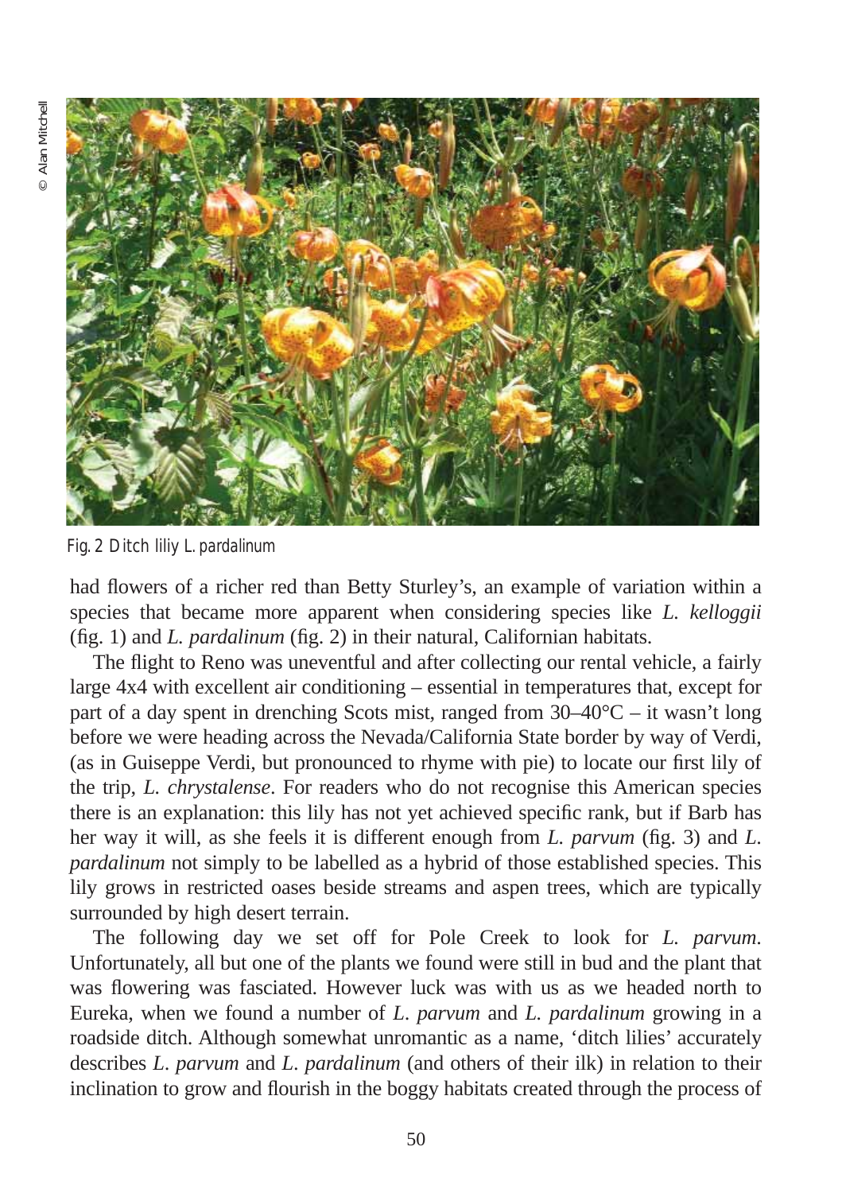© Alan Mitchell

Fig. 2 Ditch liliy *L. pardalinum*

had flowers of a richer red than Betty Sturley's, an example of variation within a species that became more apparent when considering species like *L. kelloggii* (fig. 1) and *L. pardalinum* (fig. 2) in their natural, Californian habitats.

The flight to Reno was uneventful and after collecting our rental vehicle, a fairly large 4x4 with excellent air conditioning – essential in temperatures that, except for part of a day spent in drenching Scots mist, ranged from 30–40°C – it wasn't long before we were heading across the Nevada/California State border by way of Verdi, (as in Guiseppe Verdi, but pronounced to rhyme with pie) to locate our first lily of the trip, *L. chrystalense*. For readers who do not recognise this American species there is an explanation: this lily has not yet achieved specific rank, but if Barb has her way it will, as she feels it is different enough from *L. parvum* (fig. 3) and *L. pardalinum* not simply to be labelled as a hybrid of those established species. This lily grows in restricted oases beside streams and aspen trees, which are typically surrounded by high desert terrain.

The following day we set off for Pole Creek to look for *L. parvum*. Unfortunately, all but one of the plants we found were still in bud and the plant that was flowering was fasciated. However luck was with us as we headed north to Eureka, when we found a number of *L. parvum* and *L. pardalinum* growing in a roadside ditch. Although somewhat unromantic as a name, 'ditch lilies' accurately describes *L. parvum* and *L. pardalinum* (and others of their ilk) in relation to their inclination to grow and flourish in the boggy habitats created through the process of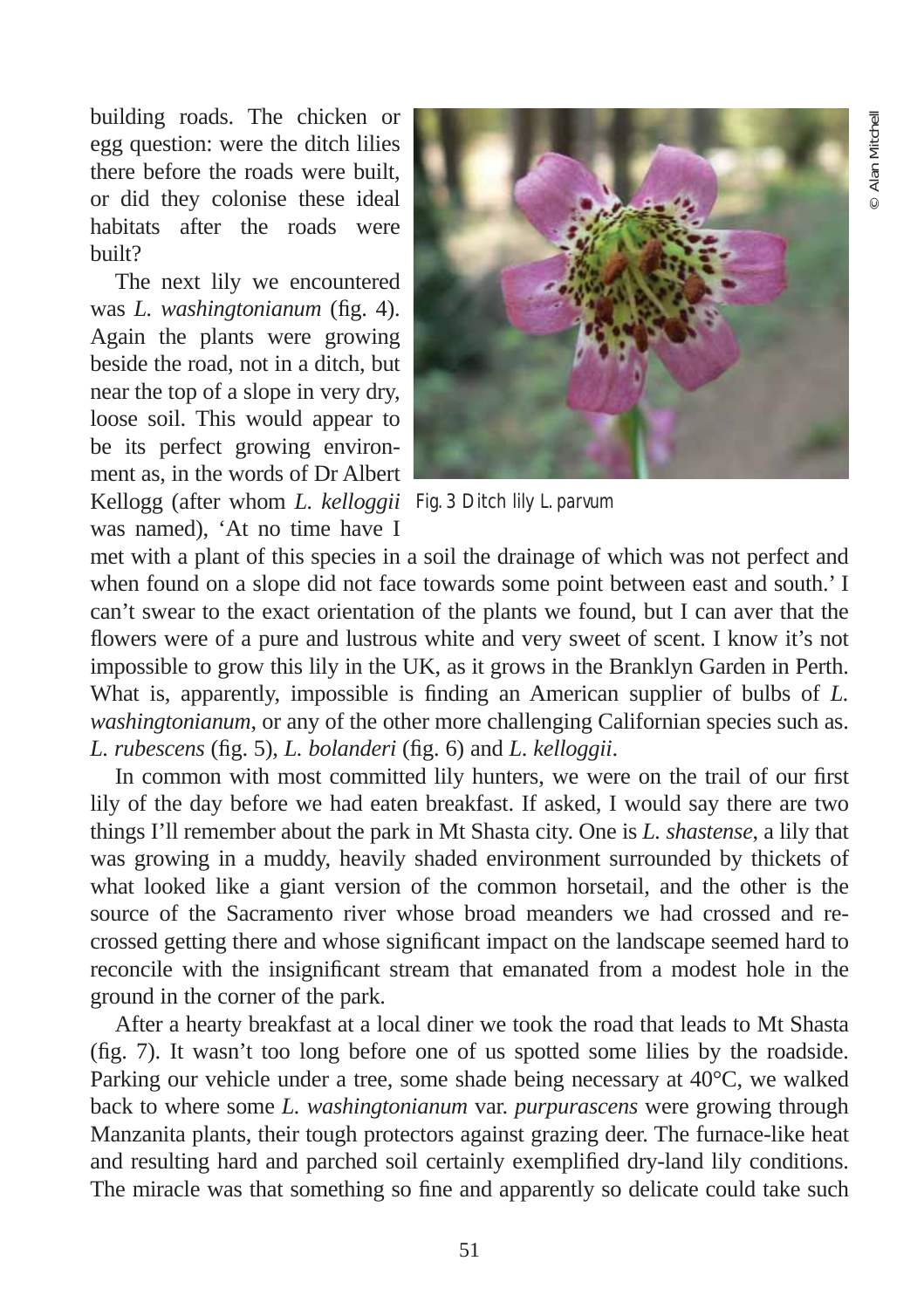building roads. The chicken or egg question: were the ditch lilies there before the roads were built, or did they colonise these ideal habitats after the roads were built?

The next lily we encountered was *L. washingtonianum* (fig. 4). Again the plants were growing beside the road, not in a ditch, but near the top of a slope in very dry, loose soil. This would appear to be its perfect growing environment as, in the words of Dr Albert Kellogg (after whom *L. kelloggii* was named), 'At no time have I met with a plant of this species in a soil the drainage of which was not perfect and when found on a slope did not face towards some point between east and south.' I can't swear to the exact orientation of the plants we found, but I can aver that the flowers were of a pure and lustrous white and very sweet of scent. I know it's not impossible to grow this lily in the UK, as it grows in the Branklyn Garden in Perth. What is, apparently, impossible is finding an American supplier of bulbs of *L. washingtonianum*, or any of the other more challenging Californian species such as. *L. rubescens* (fig. 5), *L. bolanderi* (fig. 6) and *L. kelloggii*.

Fig. 3 Ditch lily *L. parvum*

© Alan Mitchell

In common with most committed lily hunters, we were on the trail of our first lily of the day before we had eaten breakfast. If asked, I would say there are two things I'll remember about the park in Mt Shasta city. One is *L. shastense*, a lily that was growing in a muddy, heavily shaded environment surrounded by thickets of what looked like a giant version of the common horsetail, and the other is the source of the Sacramento river whose broad meanders we had crossed and re-crossed getting there and whose significant impact on the landscape seemed hard to reconcile with the insignificant stream that emanated from a modest hole in the ground in the corner of the park.

After a hearty breakfast at a local diner we took the road that leads to Mt Shasta (fig. 7). It wasn't too long before one of us spotted some lilies by the roadside. Parking our vehicle under a tree, some shade being necessary at 40°C, we walked back to where some *L. washingtonianum* var. *purpurascens* were growing through Manzanita plants, their tough protectors against grazing deer. The furnace-like heat and resulting hard and parched soil certainly exemplified dry-land lily conditions. The miracle was that something so fine and apparently so delicate could take such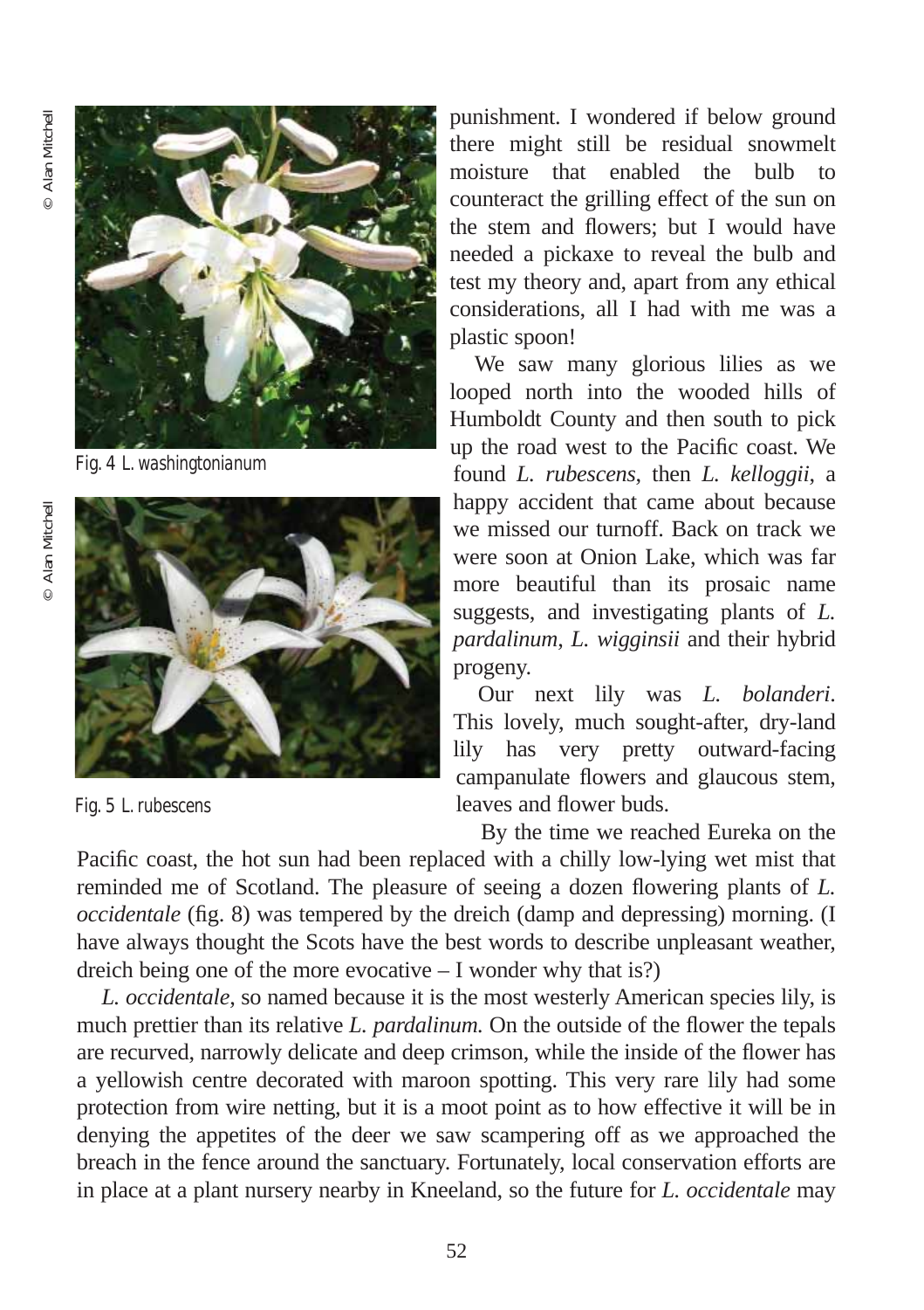© Alan Mitchell

Fig. 4 *L. washingtonianum*

© Alan Mitchell

Fig. 5 *L. rubescens*

punishment. I wondered if below ground there might still be residual snowmelt moisture that enabled the bulb to counteract the grilling effect of the sun on the stem and flowers; but I would have needed a pickaxe to reveal the bulb and test my theory and, apart from any ethical considerations, all I had with me was a plastic spoon!

We saw many glorious lilies as we looped north into the wooded hills of Humboldt County and then south to pick up the road west to the Pacific coast. We found *L. rubescens*, then *L. kelloggii*, a happy accident that came about because we missed our turnoff. Back on track we were soon at Onion Lake, which was far more beautiful than its prosaic name suggests, and investigating plants of *L. pardalinum*, *L. wigginsii* and their hybrid progeny.

Our next lily was *L. bolanderi*. This lovely, much sought-after, dry-land lily has very pretty outward-facing campanulate flowers and glaucous stem, leaves and flower buds.

By the time we reached Eureka on the Pacific coast, the hot sun had been replaced with a chilly low-lying wet mist that reminded me of Scotland. The pleasure of seeing a dozen flowering plants of *L. occidentale* (fig. 8) was tempered by the dreich (damp and depressing) morning. (I have always thought the Scots have the best words to describe unpleasant weather, dreich being one of the more evocative – I wonder why that is?)

*L. occidentale*, so named because it is the most westerly American species lily, is much prettier than its relative *L. pardalinum.* On the outside of the flower the tepals are recurved, narrowly delicate and deep crimson, while the inside of the flower has a yellowish centre decorated with maroon spotting. This very rare lily had some protection from wire netting, but it is a moot point as to how effective it will be in denying the appetites of the deer we saw scampering off as we approached the breach in the fence around the sanctuary. Fortunately, local conservation efforts are in place at a plant nursery nearby in Kneeland, so the future for *L. occidentale* may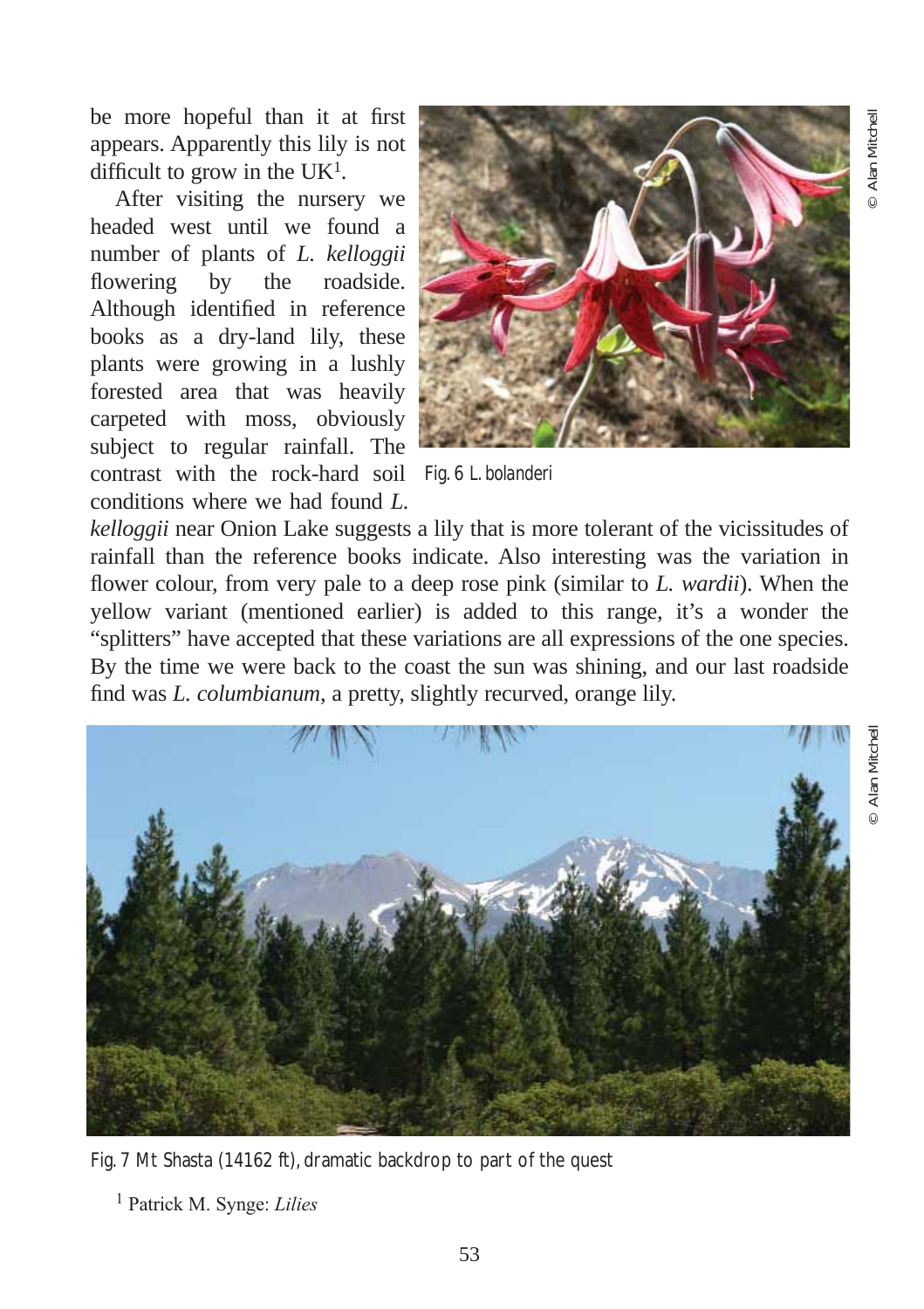be more hopeful than it at first appears. Apparently this lily is not difficult to grow in the UK[1].

After visiting the nursery we headed west until we found a number of plants of *L. kelloggii* flowering by the roadside. Although identified in reference books as a dry-land lily, these plants were growing in a lushly forested area that was heavily carpeted with moss, obviously subject to regular rainfall. The contrast with the rock-hard soil conditions where we had found *L. kelloggii* near Onion Lake suggests a lily that is more tolerant of the vicissitudes of rainfall than the reference books indicate. Also interesting was the variation in flower colour, from very pale to a deep rose pink (similar to *L. wardii*). When the yellow variant (mentioned earlier) is added to this range, it's a wonder the "splitters" have accepted that these variations are all expressions of the one species. By the time we were back to the coast the sun was shining, and our last roadside find was *L. columbianum*, a pretty, slightly recurved, orange lily.

Fig. 6 L. bolanderi

© Alan Mitchell

Fig. 7 Mt Shasta (14162 ft), dramatic backdrop to part of the quest

© Alan Mitchell

[1] Patrick M. Synge: *Lilies*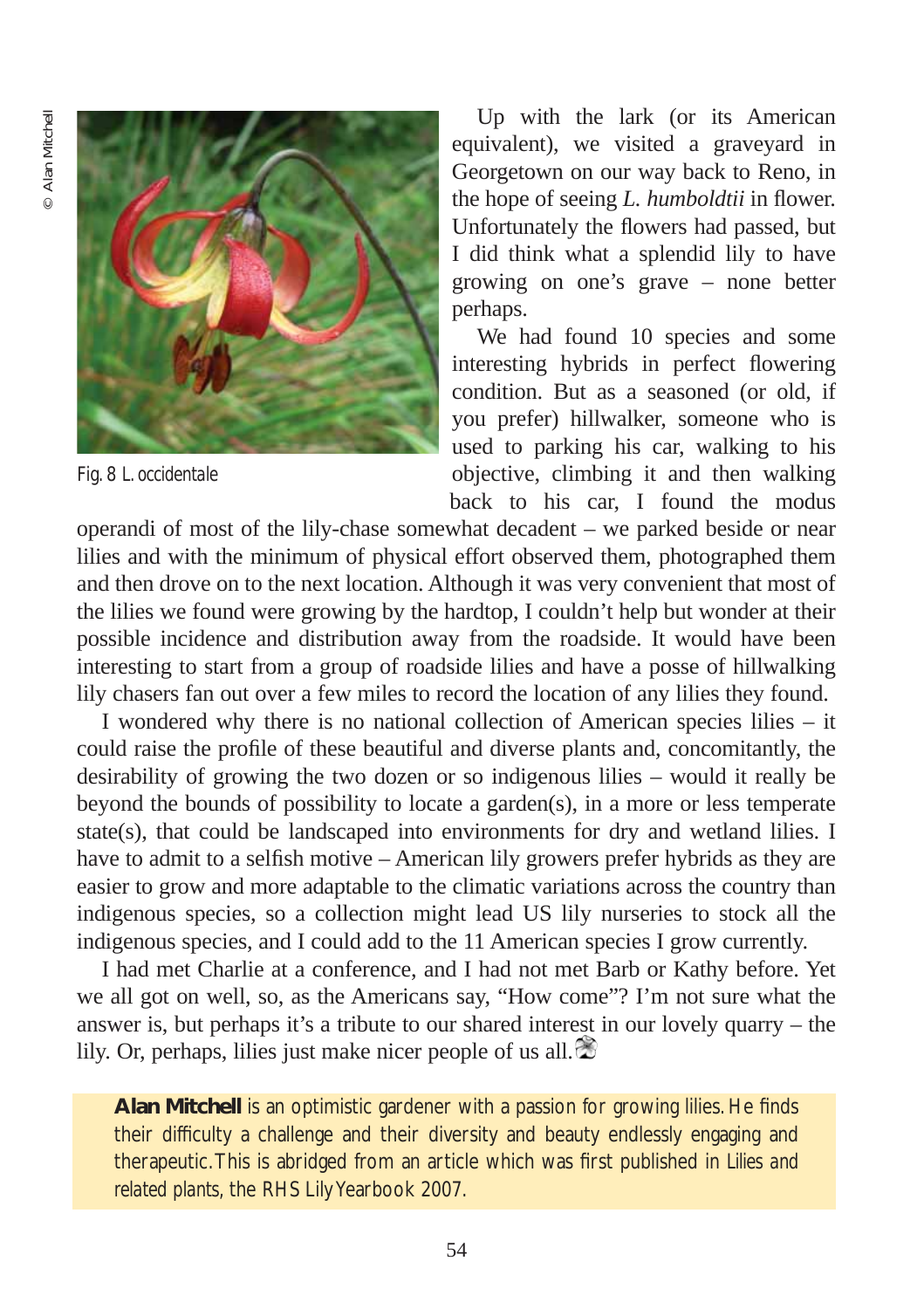Fig. 8 L. occidentale

Up with the lark (or its American equivalent), we visited a graveyard in Georgetown on our way back to Reno, in the hope of seeing *L. humboldtii* in flower. Unfortunately the flowers had passed, but I did think what a splendid lily to have growing on one's grave – none better perhaps.

We had found 10 species and some interesting hybrids in perfect flowering condition. But as a seasoned (or old, if you prefer) hillwalker, someone who is used to parking his car, walking to his objective, climbing it and then walking back to his car, I found the modus operandi of most of the lily-chase somewhat decadent – we parked beside or near lilies and with the minimum of physical effort observed them, photographed them and then drove on to the next location. Although it was very convenient that most of the lilies we found were growing by the hardtop, I couldn't help but wonder at their possible incidence and distribution away from the roadside. It would have been interesting to start from a group of roadside lilies and have a posse of hillwalking lily chasers fan out over a few miles to record the location of any lilies they found.

I wondered why there is no national collection of American species lilies – it could raise the profile of these beautiful and diverse plants and, concomitantly, the desirability of growing the two dozen or so indigenous lilies – would it really be beyond the bounds of possibility to locate a garden(s), in a more or less temperate state(s), that could be landscaped into environments for dry and wetland lilies. I have to admit to a selfish motive – American lily growers prefer hybrids as they are easier to grow and more adaptable to the climatic variations across the country than indigenous species, so a collection might lead US lily nurseries to stock all the indigenous species, and I could add to the 11 American species I grow currently.

I had met Charlie at a conference, and I had not met Barb or Kathy before. Yet we all got on well, so, as the Americans say, "How come"? I'm not sure what the answer is, but perhaps it's a tribute to our shared interest in our lovely quarry – the lily. Or, perhaps, lilies just make nicer people of us all.

**Alan Mitchell** is an optimistic gardener with a passion for growing lilies. He finds their difficulty a challenge and their diversity and beauty endlessly engaging and therapeutic. This is abridged from an article which was first published in *Lilies and related plants*, the RHS Lily Yearbook 2007.